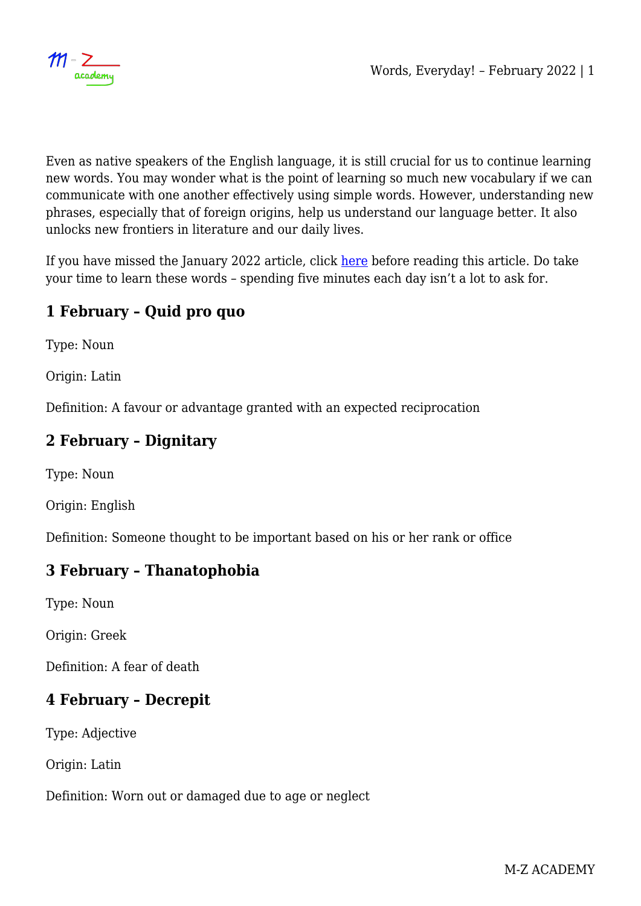Even as native speakers of the English language, it is still crucial for us to continue learning new words. You may wonder what is the point of learning so much new vocabulary if we can communicate with one another effectively using simple words. However, understanding new phrases, especially that of foreign origins, help us understand our language better. It also unlocks new frontiers in literature and our daily lives.

If you have missed the January 2022 article, click here before reading this article. Do take your time to learn these words – spending five minutes each day isn't a lot to ask for.

## 1 February – Quid pro quo

Type: Noun

Origin: Latin

Definition: A favour or advantage granted with an expected reciprocation

## 2 February – Dignitary

Type: Noun

Origin: English

Definition: Someone thought to be important based on his or her rank or office

## 3 February – Thanatophobia

Type: Noun

Origin: Greek

Definition: A fear of death

## 4 February – Decrepit

Type: Adjective

Origin: Latin

Definition: Worn out or damaged due to age or neglect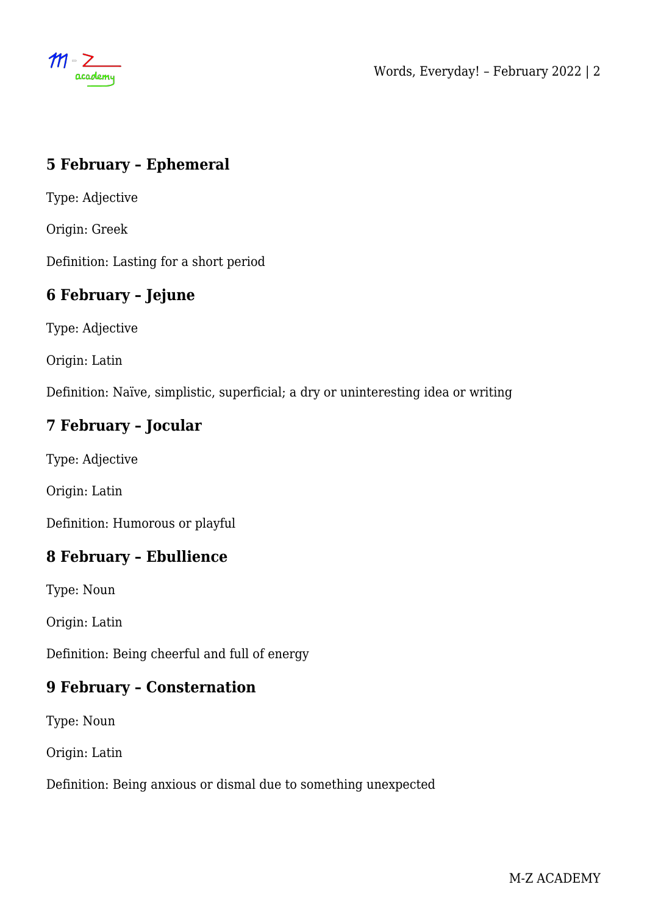### 5 February – Ephemeral

Type: Adjective

Origin: Greek

Definition: Lasting for a short period

### 6 February – Jejune

Type: Adjective

Origin: Latin

Definition: Naïve, simplistic, superficial; a dry or uninteresting idea or writing

### 7 February – Jocular

Type: Adjective

Origin: Latin

Definition: Humorous or playful

### 8 February – Ebullience

Type: Noun

Origin: Latin

Definition: Being cheerful and full of energy

### 9 February – Consternation

Type: Noun

Origin: Latin

Definition: Being anxious or dismal due to something unexpected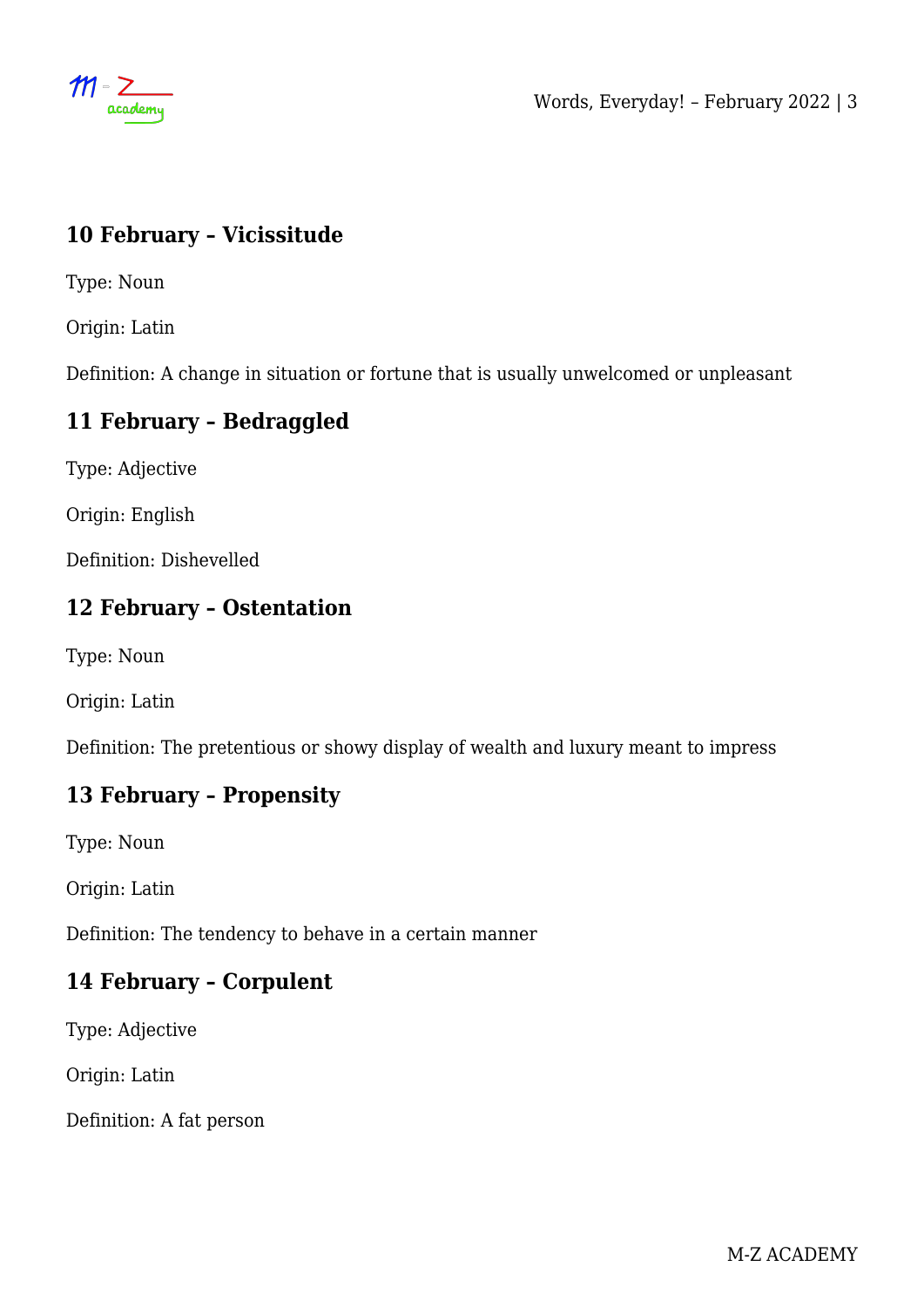## 10 February – Vicissitude

Type: Noun

Origin: Latin

Definition: A change in situation or fortune that is usually unwelcomed or unpleasant

## 11 February – Bedraggled

Type: Adjective

Origin: English

Definition: Dishevelled

## 12 February – Ostentation

Type: Noun

Origin: Latin

Definition: The pretentious or showy display of wealth and luxury meant to impress

## 13 February – Propensity

Type: Noun

Origin: Latin

Definition: The tendency to behave in a certain manner

## 14 February – Corpulent

Type: Adjective

Origin: Latin

Definition: A fat person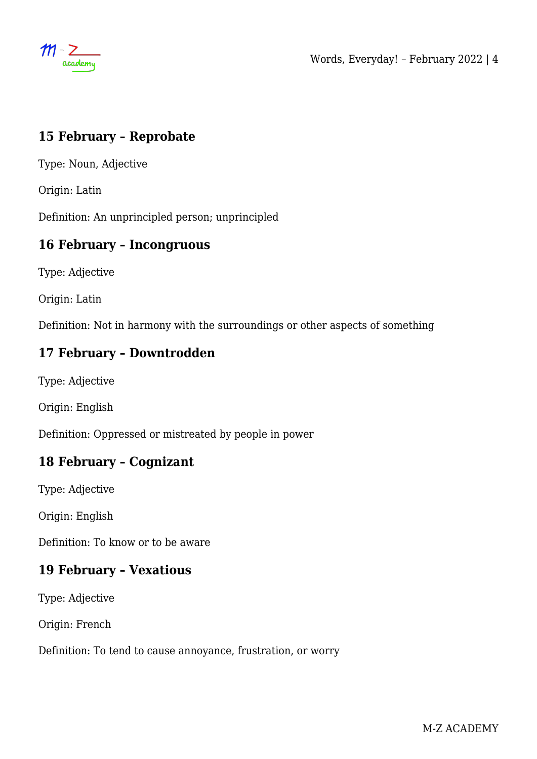## 15 February – Reprobate

Type: Noun, Adjective

Origin: Latin

Definition: An unprincipled person; unprincipled

## 16 February – Incongruous

Type: Adjective

Origin: Latin

Definition: Not in harmony with the surroundings or other aspects of something

## 17 February – Downtrodden

Type: Adjective

Origin: English

Definition: Oppressed or mistreated by people in power

## 18 February – Cognizant

Type: Adjective

Origin: English

Definition: To know or to be aware

## 19 February – Vexatious

Type: Adjective

Origin: French

Definition: To tend to cause annoyance, frustration, or worry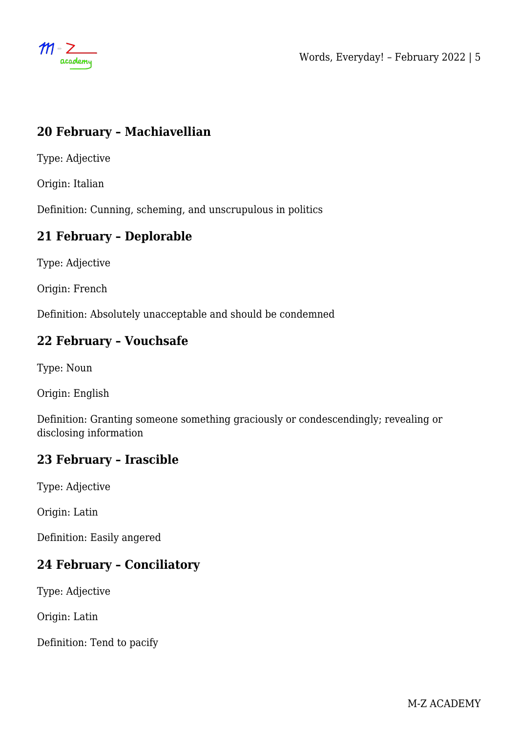## 20 February – Machiavellian

Type: Adjective

Origin: Italian

Definition: Cunning, scheming, and unscrupulous in politics

## 21 February – Deplorable

Type: Adjective

Origin: French

Definition: Absolutely unacceptable and should be condemned

## 22 February – Vouchsafe

Type: Noun

Origin: English

Definition: Granting someone something graciously or condescendingly; revealing or disclosing information

## 23 February – Irascible

Type: Adjective

Origin: Latin

Definition: Easily angered

## 24 February – Conciliatory

Type: Adjective

Origin: Latin

Definition: Tend to pacify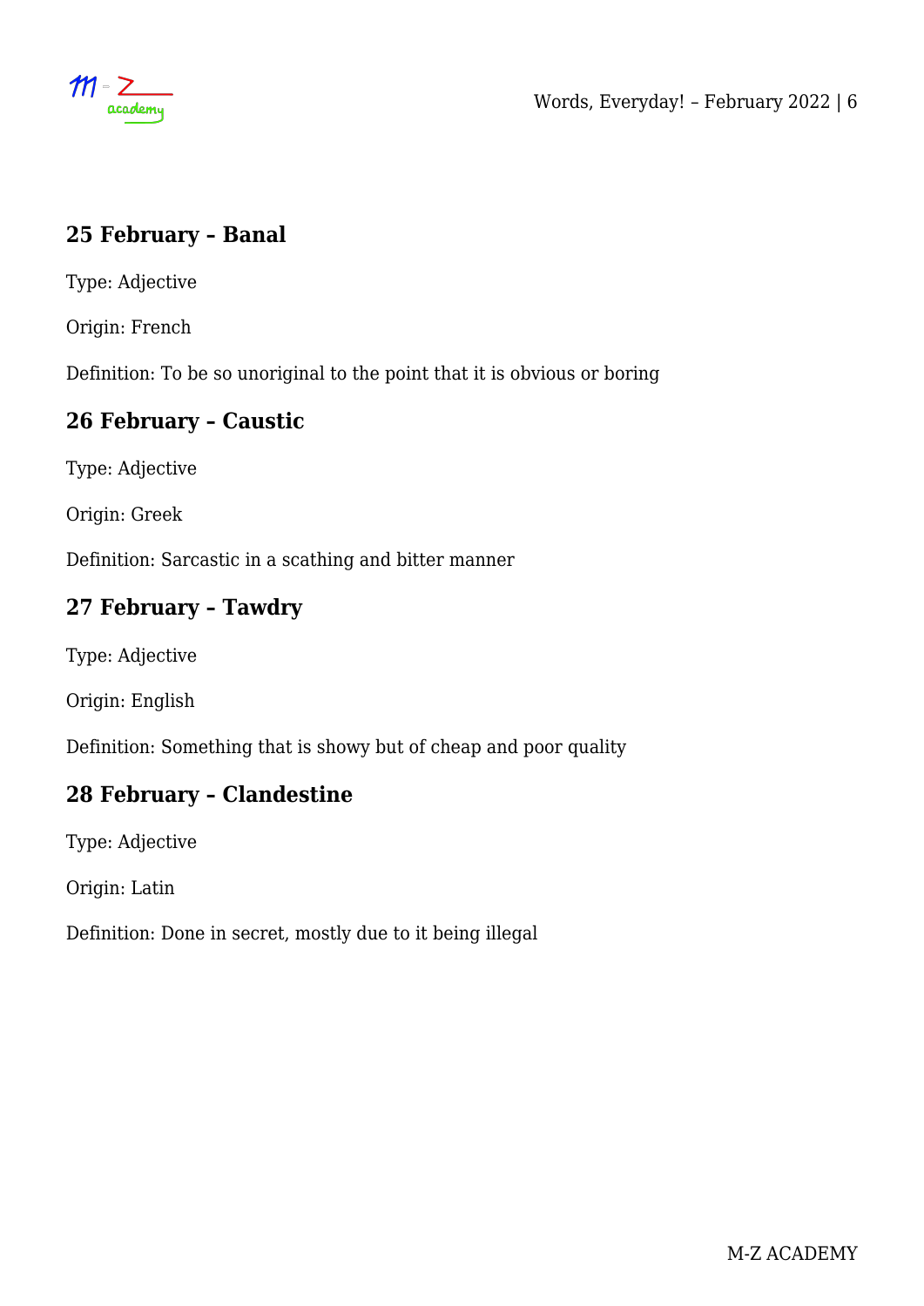## 25 February – Banal

Type: Adjective

Origin: French

Definition: To be so unoriginal to the point that it is obvious or boring

## 26 February – Caustic

Type: Adjective

Origin: Greek

Definition: Sarcastic in a scathing and bitter manner

## 27 February – Tawdry

Type: Adjective

Origin: English

Definition: Something that is showy but of cheap and poor quality

## 28 February – Clandestine

Type: Adjective

Origin: Latin

Definition: Done in secret, mostly due to it being illegal